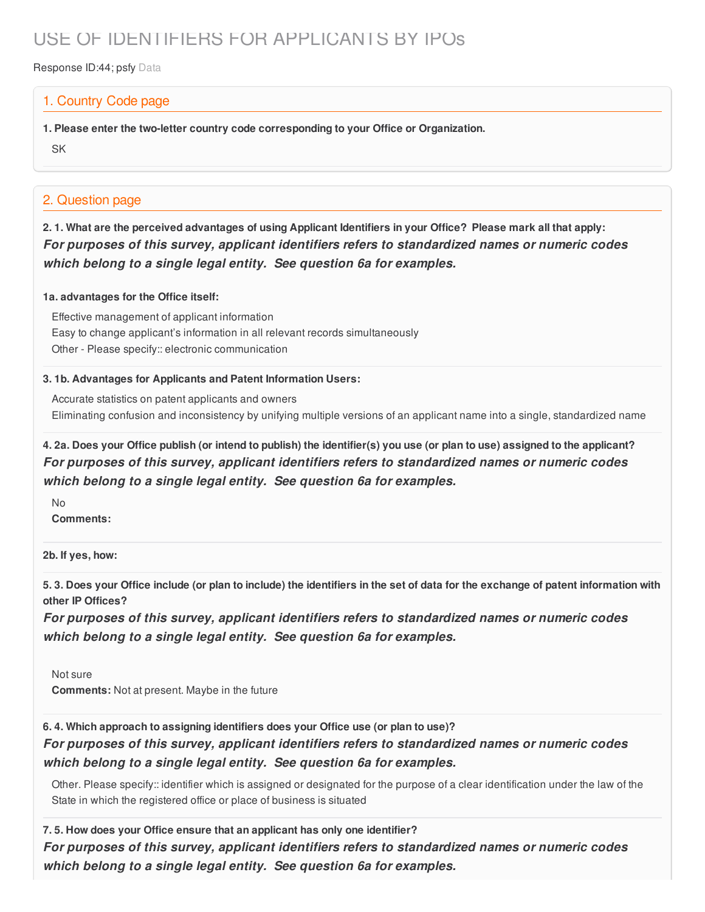# USE OF IDENTIFIERS FOR APPLICANTS BY IPOs

Response ID:44; psfy Data

## 1. Country Code page

**1. Please enter the two-letter country code corresponding to your Office or Organization.**

SK

## 2. Question page

**2. 1. What are the perceived advantages of using Applicant Identifiers in your Office? Please mark all that apply:**

***For purposes of this survey, applicant identifiers refers to standardized names or numeric codes which belong to a single legal entity. See question 6a for examples.***

**1a. advantages for the Office itself:**

Effective management of applicant information

Easy to change applicant's information in all relevant records simultaneously

Other - Please specify:: electronic communication

**3. 1b. Advantages for Applicants and Patent Information Users:**

Accurate statistics on patent applicants and owners

Eliminating confusion and inconsistency by unifying multiple versions of an applicant name into a single, standardized name

**4. 2a. Does your Office publish (or intend to publish) the identifier(s) you use (or plan to use) assigned to the applicant?**

***For purposes of this survey, applicant identifiers refers to standardized names or numeric codes which belong to a single legal entity. See question 6a for examples.***

No

**Comments:**

**2b. If yes, how:**

**5. 3. Does your Office include (or plan to include) the identifiers in the set of data for the exchange of patent information with other IP Offices?**

***For purposes of this survey, applicant identifiers refers to standardized names or numeric codes which belong to a single legal entity. See question 6a for examples.***

Not sure

**Comments:** Not at present. Maybe in the future

**6. 4. Which approach to assigning identifiers does your Office use (or plan to use)?**

***For purposes of this survey, applicant identifiers refers to standardized names or numeric codes which belong to a single legal entity. See question 6a for examples.***

Other. Please specify:: identifier which is assigned or designated for the purpose of a clear identification under the law of the State in which the registered office or place of business is situated

**7. 5. How does your Office ensure that an applicant has only one identifier?**

***For purposes of this survey, applicant identifiers refers to standardized names or numeric codes which belong to a single legal entity. See question 6a for examples.***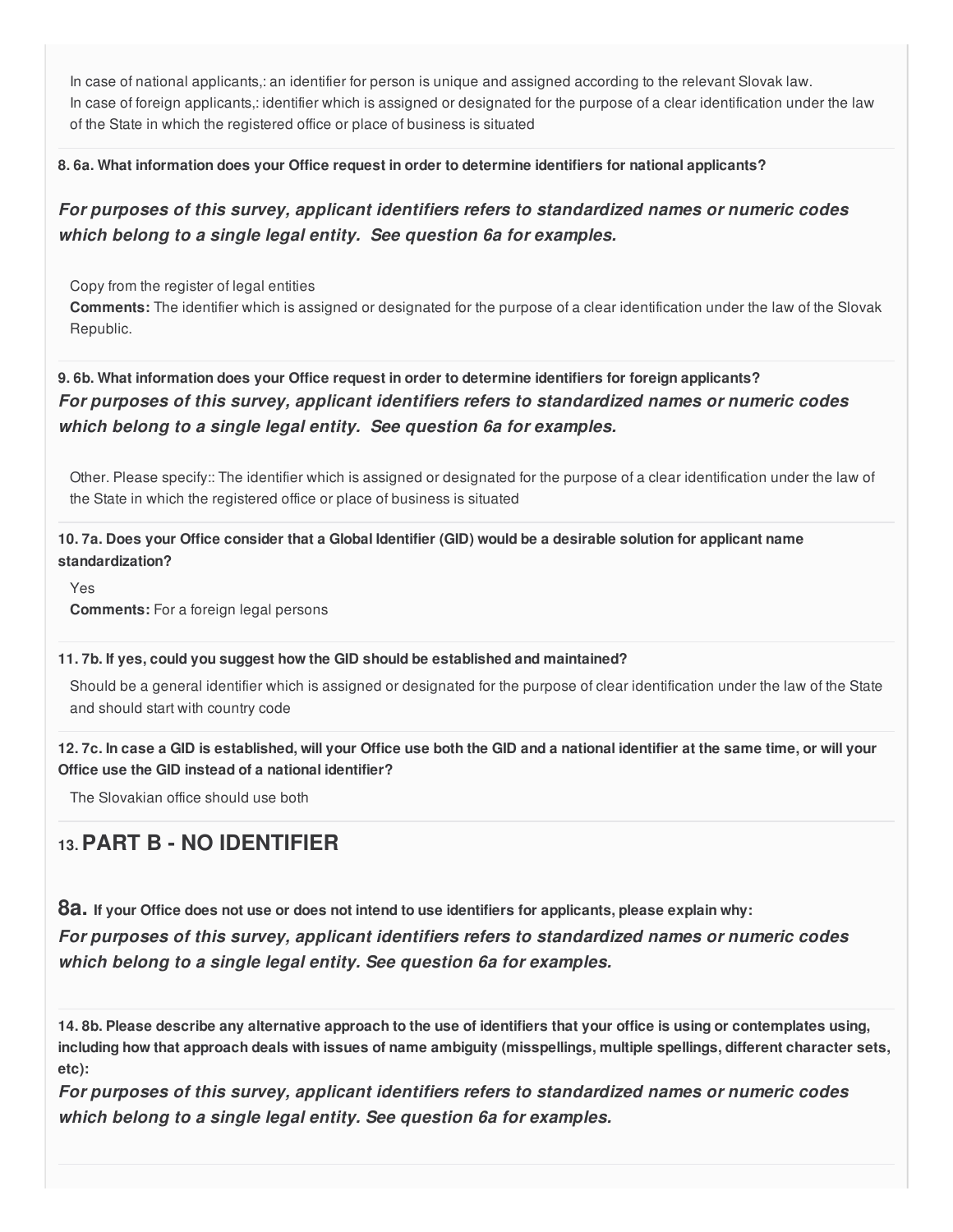In case of national applicants,: an identifier for person is unique and assigned according to the relevant Slovak law.
In case of foreign applicants,: identifier which is assigned or designated for the purpose of a clear identification under the law of the State in which the registered office or place of business is situated

**8. 6a. What information does your Office request in order to determine identifiers for national applicants?**

***For purposes of this survey, applicant identifiers refers to standardized names or numeric codes which belong to a single legal entity. See question 6a for examples.***

Copy from the register of legal entities
**Comments:** The identifier which is assigned or designated for the purpose of a clear identification under the law of the Slovak Republic.

**9. 6b. What information does your Office request in order to determine identifiers for foreign applicants?**
***For purposes of this survey, applicant identifiers refers to standardized names or numeric codes which belong to a single legal entity. See question 6a for examples.***

Other. Please specify:: The identifier which is assigned or designated for the purpose of a clear identification under the law of the State in which the registered office or place of business is situated

**10. 7a. Does your Office consider that a Global Identifier (GID) would be a desirable solution for applicant name standardization?**

Yes
**Comments:** For a foreign legal persons

**11. 7b. If yes, could you suggest how the GID should be established and maintained?**

Should be a general identifier which is assigned or designated for the purpose of clear identification under the law of the State and should start with country code

**12. 7c. In case a GID is established, will your Office use both the GID and a national identifier at the same time, or will your Office use the GID instead of a national identifier?**

The Slovakian office should use both

## 13. PART B - NO IDENTIFIER

**8a.** **If your Office does not use or does not intend to use identifiers for applicants, please explain why:**
***For purposes of this survey, applicant identifiers refers to standardized names or numeric codes which belong to a single legal entity. See question 6a for examples.***

**14. 8b. Please describe any alternative approach to the use of identifiers that your office is using or contemplates using, including how that approach deals with issues of name ambiguity (misspellings, multiple spellings, different character sets, etc):**
***For purposes of this survey, applicant identifiers refers to standardized names or numeric codes which belong to a single legal entity. See question 6a for examples.***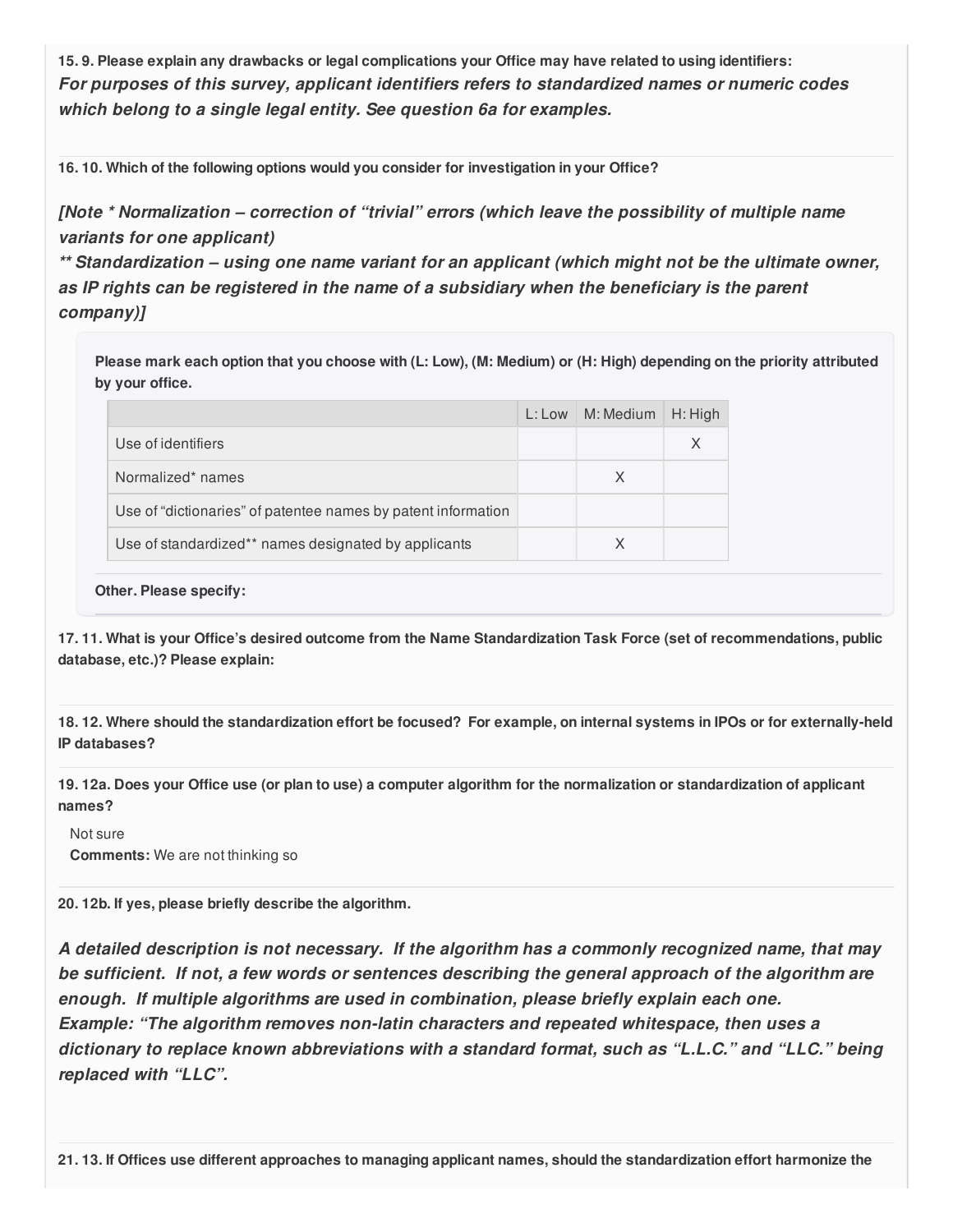**15. 9. Please explain any drawbacks or legal complications your Office may have related to using identifiers:**

***For purposes of this survey, applicant identifiers refers to standardized names or numeric codes which belong to a single legal entity. See question 6a for examples.***

**16. 10. Which of the following options would you consider for investigation in your Office?**

***[Note * Normalization – correction of "trivial" errors (which leave the possibility of multiple name variants for one applicant)***
***** Standardization – using one name variant for an applicant (which might not be the ultimate owner, as IP rights can be registered in the name of a subsidiary when the beneficiary is the parent company)]***

**Please mark each option that you choose with (L: Low), (M: Medium) or (H: High) depending on the priority attributed by your office.**

| | L: Low | M: Medium | H: High |
|---|---|---|---|
| Use of identifiers | | | X |
| Normalized* names | | X | |
| Use of "dictionaries" of patentee names by patent information | | | |
| Use of standardized** names designated by applicants | | X | |

**Other. Please specify:**

**17. 11. What is your Office's desired outcome from the Name Standardization Task Force (set of recommendations, public database, etc.)? Please explain:**

**18. 12. Where should the standardization effort be focused? For example, on internal systems in IPOs or for externally-held IP databases?**

**19. 12a. Does your Office use (or plan to use) a computer algorithm for the normalization or standardization of applicant names?**

Not sure
**Comments:** We are not thinking so

**20. 12b. If yes, please briefly describe the algorithm.**

***A detailed description is not necessary. If the algorithm has a commonly recognized name, that may be sufficient. If not, a few words or sentences describing the general approach of the algorithm are enough. If multiple algorithms are used in combination, please briefly explain each one.***
***Example: "The algorithm removes non-latin characters and repeated whitespace, then uses a dictionary to replace known abbreviations with a standard format, such as "L.L.C." and "LLC." being replaced with "LLC".***

**21. 13. If Offices use different approaches to managing applicant names, should the standardization effort harmonize the**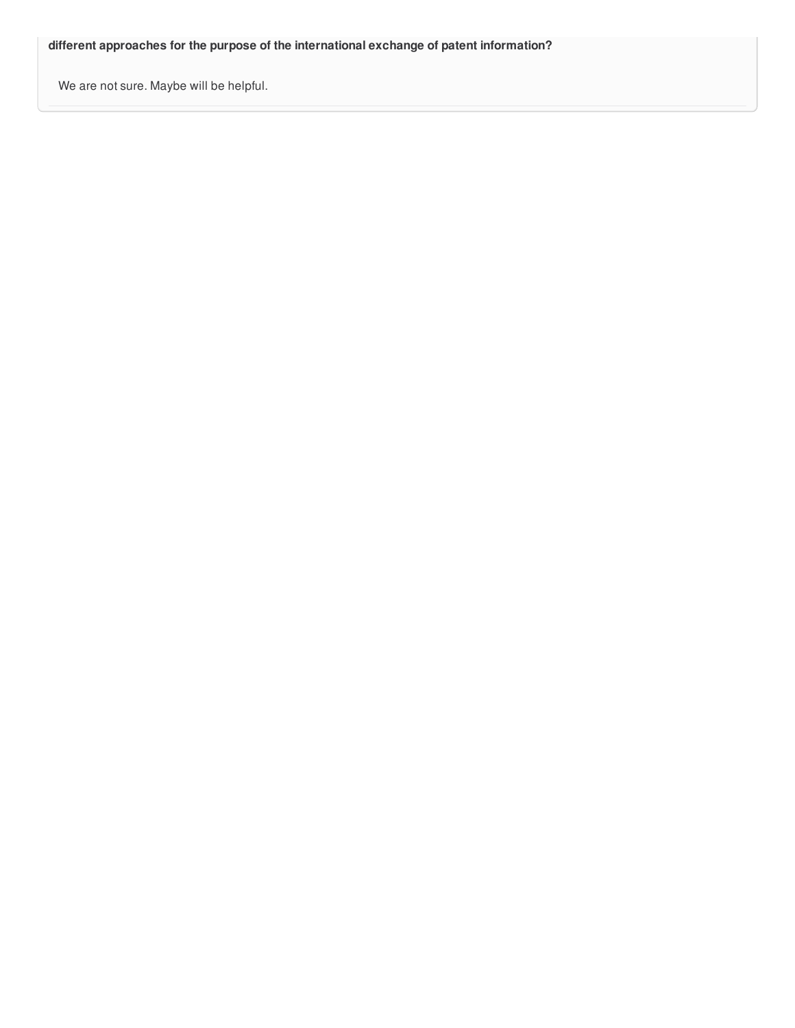**different approaches for the purpose of the international exchange of patent information?**

We are not sure. Maybe will be helpful.